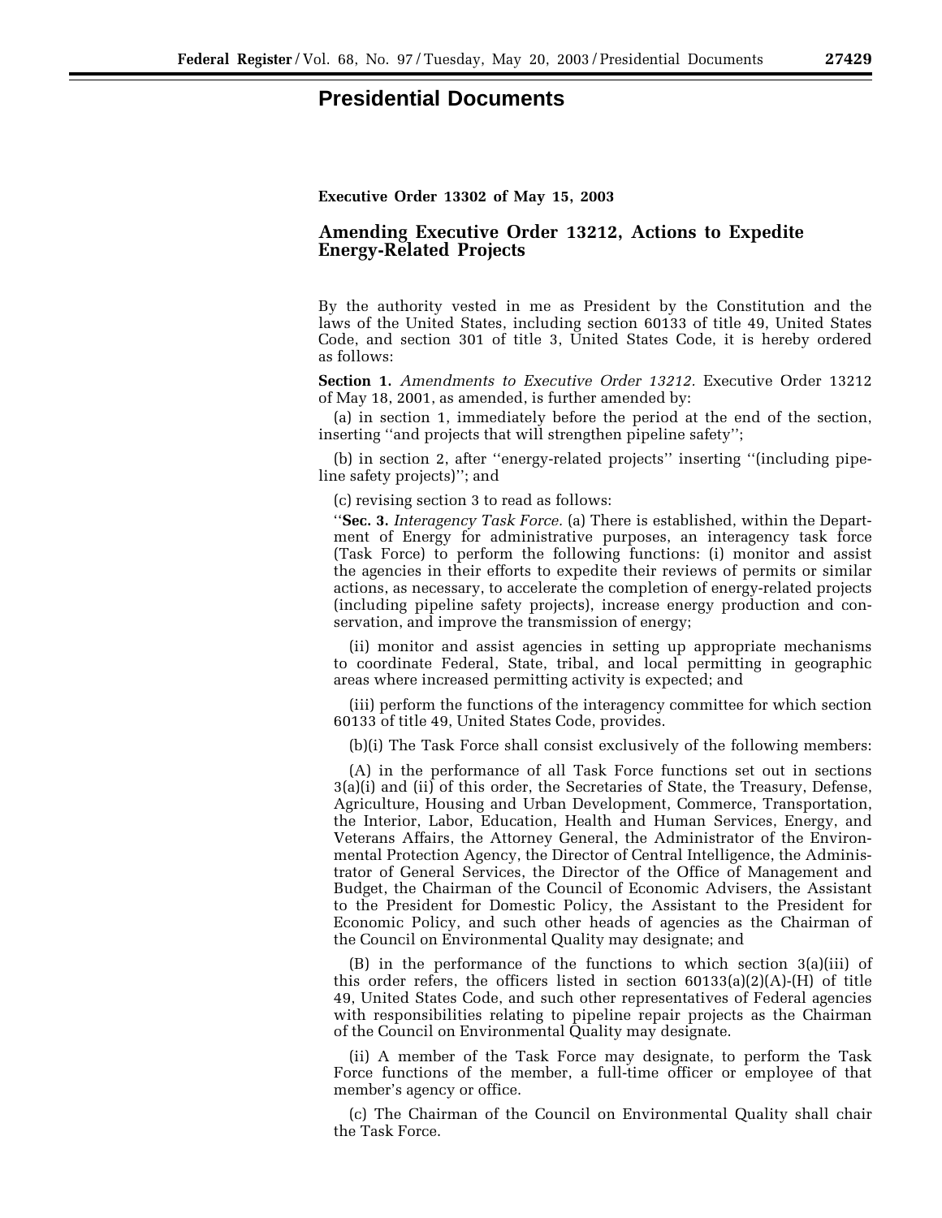# Presidential Documents

**Executive Order 13302 of May 15, 2003**

## Amending Executive Order 13212, Actions to Expedite Energy-Related Projects

By the authority vested in me as President by the Constitution and the laws of the United States, including section 60133 of title 49, United States Code, and section 301 of title 3, United States Code, it is hereby ordered as follows:

**Section 1.** *Amendments to Executive Order 13212.* Executive Order 13212 of May 18, 2001, as amended, is further amended by:

(a) in section 1, immediately before the period at the end of the section, inserting ''and projects that will strengthen pipeline safety'';

(b) in section 2, after ''energy-related projects'' inserting ''(including pipeline safety projects)''; and

(c) revising section 3 to read as follows:

''**Sec. 3.** *Interagency Task Force.* (a) There is established, within the Department of Energy for administrative purposes, an interagency task force (Task Force) to perform the following functions: (i) monitor and assist the agencies in their efforts to expedite their reviews of permits or similar actions, as necessary, to accelerate the completion of energy-related projects (including pipeline safety projects), increase energy production and conservation, and improve the transmission of energy;

(ii) monitor and assist agencies in setting up appropriate mechanisms to coordinate Federal, State, tribal, and local permitting in geographic areas where increased permitting activity is expected; and

(iii) perform the functions of the interagency committee for which section 60133 of title 49, United States Code, provides.

(b)(i) The Task Force shall consist exclusively of the following members:

(A) in the performance of all Task Force functions set out in sections 3(a)(i) and (ii) of this order, the Secretaries of State, the Treasury, Defense, Agriculture, Housing and Urban Development, Commerce, Transportation, the Interior, Labor, Education, Health and Human Services, Energy, and Veterans Affairs, the Attorney General, the Administrator of the Environmental Protection Agency, the Director of Central Intelligence, the Administrator of General Services, the Director of the Office of Management and Budget, the Chairman of the Council of Economic Advisers, the Assistant to the President for Domestic Policy, the Assistant to the President for Economic Policy, and such other heads of agencies as the Chairman of the Council on Environmental Quality may designate; and

(B) in the performance of the functions to which section 3(a)(iii) of this order refers, the officers listed in section 60133(a)(2)(A)-(H) of title 49, United States Code, and such other representatives of Federal agencies with responsibilities relating to pipeline repair projects as the Chairman of the Council on Environmental Quality may designate.

(ii) A member of the Task Force may designate, to perform the Task Force functions of the member, a full-time officer or employee of that member's agency or office.

(c) The Chairman of the Council on Environmental Quality shall chair the Task Force.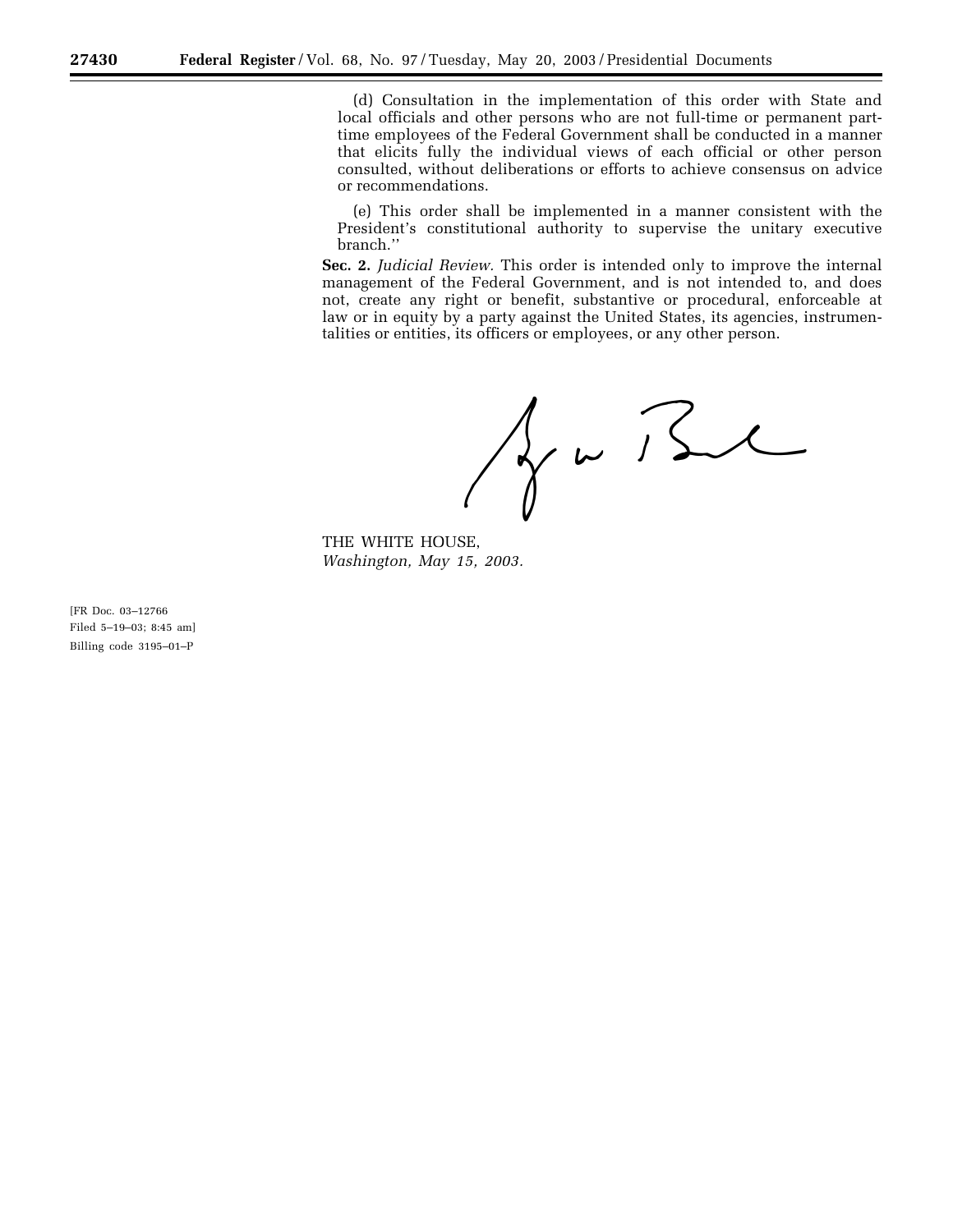(d) Consultation in the implementation of this order with State and local officials and other persons who are not full-time or permanent part-time employees of the Federal Government shall be conducted in a manner that elicits fully the individual views of each official or other person consulted, without deliberations or efforts to achieve consensus on advice or recommendations.

(e) This order shall be implemented in a manner consistent with the President's constitutional authority to supervise the unitary executive branch.''

**Sec. 2.** *Judicial Review.* This order is intended only to improve the internal management of the Federal Government, and is not intended to, and does not, create any right or benefit, substantive or procedural, enforceable at law or in equity by a party against the United States, its agencies, instrumentalities or entities, its officers or employees, or any other person.

THE WHITE HOUSE,
*Washington, May 15, 2003.*

[FR Doc. 03–12766
Filed 5–19–03; 8:45 am]
Billing code 3195–01–P